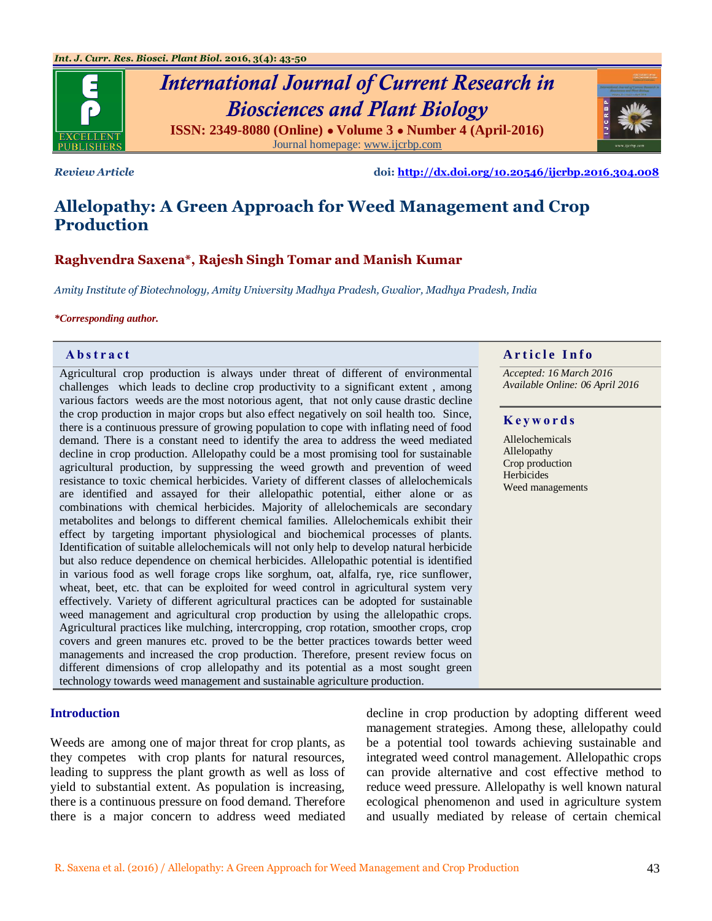*Review Article*

doi: http://dx.doi.org/10.20546/ijcrbp.2016.304.008

# Allelopathy: A Green Approach for Weed Management and Crop Production

**Raghvendra Saxena\*, Rajesh Singh Tomar and Manish Kumar**

*Amity Institute of Biotechnology, Amity University Madhya Pradesh, Gwalior, Madhya Pradesh, India*

*\*Corresponding author.*

## Abstract

Agricultural crop production is always under threat of different of environmental challenges which leads to decline crop productivity to a significant extent , among various factors weeds are the most notorious agent, that not only cause drastic decline the crop production in major crops but also effect negatively on soil health too. Since, there is a continuous pressure of growing population to cope with inflating need of food demand. There is a constant need to identify the area to address the weed mediated decline in crop production. Allelopathy could be a most promising tool for sustainable agricultural production, by suppressing the weed growth and prevention of weed resistance to toxic chemical herbicides. Variety of different classes of allelochemicals are identified and assayed for their allelopathic potential, either alone or as combinations with chemical herbicides. Majority of allelochemicals are secondary metabolites and belongs to different chemical families. Allelochemicals exhibit their effect by targeting important physiological and biochemical processes of plants. Identification of suitable allelochemicals will not only help to develop natural herbicide but also reduce dependence on chemical herbicides. Allelopathic potential is identified in various food as well forage crops like sorghum, oat, alfalfa, rye, rice sunflower, wheat, beet, etc. that can be exploited for weed control in agricultural system very effectively. Variety of different agricultural practices can be adopted for sustainable weed management and agricultural crop production by using the allelopathic crops. Agricultural practices like mulching, intercropping, crop rotation, smoother crops, crop covers and green manures etc. proved to be the better practices towards better weed managements and increased the crop production. Therefore, present review focus on different dimensions of crop allelopathy and its potential as a most sought green technology towards weed management and sustainable agriculture production.

## Article Info

*Accepted: 16 March 2016*
*Available Online: 06 April 2016*

## Keywords

Allelochemicals
Allelopathy
Crop production
Herbicides
Weed managements

## Introduction

Weeds are among one of major threat for crop plants, as they competes with crop plants for natural resources, leading to suppress the plant growth as well as loss of yield to substantial extent. As population is increasing, there is a continuous pressure on food demand. Therefore there is a major concern to address weed mediated decline in crop production by adopting different weed management strategies. Among these, allelopathy could be a potential tool towards achieving sustainable and integrated weed control management. Allelopathic crops can provide alternative and cost effective method to reduce weed pressure. Allelopathy is well known natural ecological phenomenon and used in agriculture system and usually mediated by release of certain chemical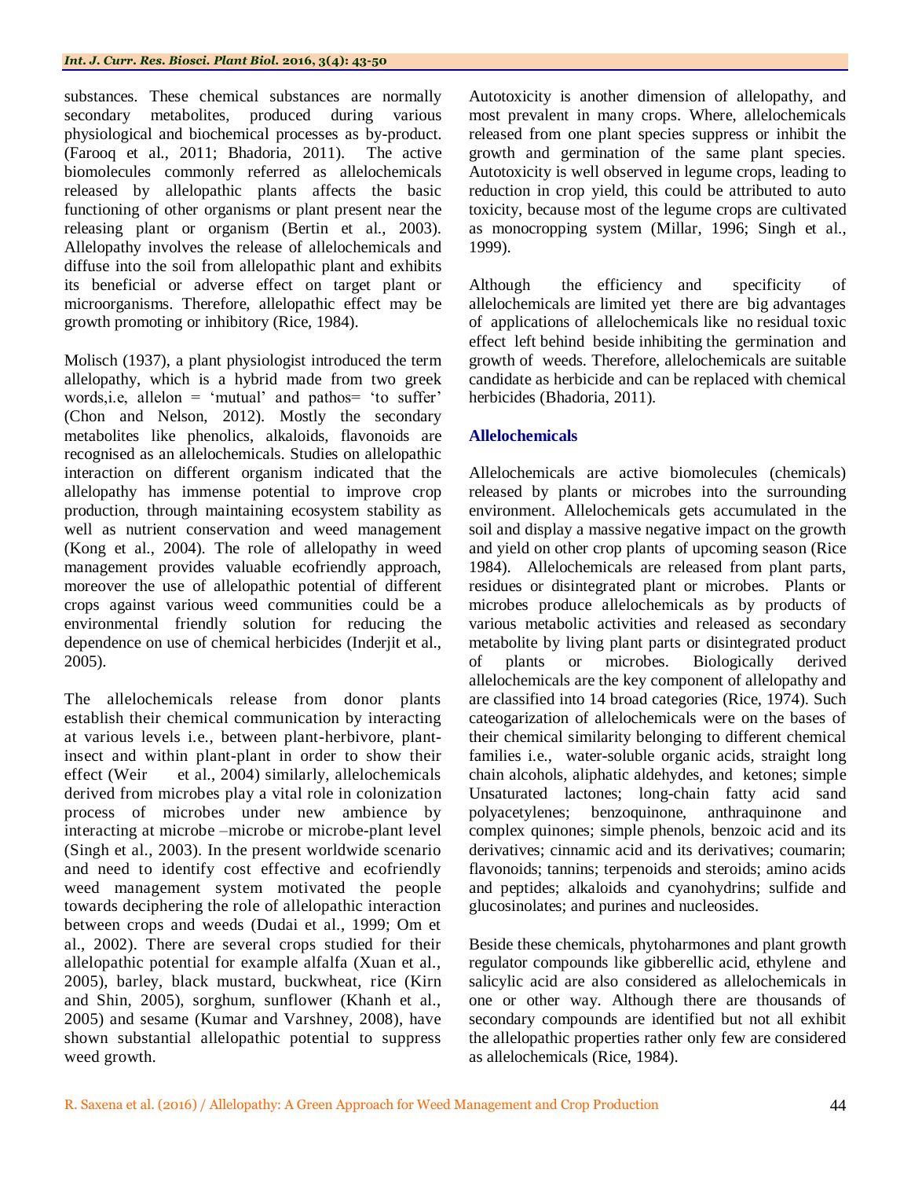substances. These chemical substances are normally secondary metabolites, produced during various physiological and biochemical processes as by-product. (Farooq et al., 2011; Bhadoria, 2011). The active biomolecules commonly referred as allelochemicals released by allelopathic plants affects the basic functioning of other organisms or plant present near the releasing plant or organism (Bertin et al., 2003). Allelopathy involves the release of allelochemicals and diffuse into the soil from allelopathic plant and exhibits its beneficial or adverse effect on target plant or microorganisms. Therefore, allelopathic effect may be growth promoting or inhibitory (Rice, 1984).

Molisch (1937), a plant physiologist introduced the term allelopathy, which is a hybrid made from two greek words,i.e, allelon = 'mutual' and pathos= 'to suffer' (Chon and Nelson, 2012). Mostly the secondary metabolites like phenolics, alkaloids, flavonoids are recognised as an allelochemicals. Studies on allelopathic interaction on different organism indicated that the allelopathy has immense potential to improve crop production, through maintaining ecosystem stability as well as nutrient conservation and weed management (Kong et al., 2004). The role of allelopathy in weed management provides valuable ecofriendly approach, moreover the use of allelopathic potential of different crops against various weed communities could be a environmental friendly solution for reducing the dependence on use of chemical herbicides (Inderjit et al., 2005).

The allelochemicals release from donor plants establish their chemical communication by interacting at various levels i.e., between plant-herbivore, plant-insect and within plant-plant in order to show their effect (Weir et al., 2004) similarly, allelochemicals derived from microbes play a vital role in colonization process of microbes under new ambience by interacting at microbe –microbe or microbe-plant level (Singh et al., 2003). In the present worldwide scenario and need to identify cost effective and ecofriendly weed management system motivated the people towards deciphering the role of allelopathic interaction between crops and weeds (Dudai et al., 1999; Om et al., 2002). There are several crops studied for their allelopathic potential for example alfalfa (Xuan et al., 2005), barley, black mustard, buckwheat, rice (Kirn and Shin, 2005), sorghum, sunflower (Khanh et al., 2005) and sesame (Kumar and Varshney, 2008), have shown substantial allelopathic potential to suppress weed growth.

Autotoxicity is another dimension of allelopathy, and most prevalent in many crops. Where, allelochemicals released from one plant species suppress or inhibit the growth and germination of the same plant species. Autotoxicity is well observed in legume crops, leading to reduction in crop yield, this could be attributed to auto toxicity, because most of the legume crops are cultivated as monocropping system (Millar, 1996; Singh et al., 1999).

Although the efficiency and specificity of allelochemicals are limited yet there are big advantages of applications of allelochemicals like no residual toxic effect left behind beside inhibiting the germination and growth of weeds. Therefore, allelochemicals are suitable candidate as herbicide and can be replaced with chemical herbicides (Bhadoria, 2011).

## Allelochemicals

Allelochemicals are active biomolecules (chemicals) released by plants or microbes into the surrounding environment. Allelochemicals gets accumulated in the soil and display a massive negative impact on the growth and yield on other crop plants of upcoming season (Rice 1984). Allelochemicals are released from plant parts, residues or disintegrated plant or microbes. Plants or microbes produce allelochemicals as by products of various metabolic activities and released as secondary metabolite by living plant parts or disintegrated product of plants or microbes. Biologically derived allelochemicals are the key component of allelopathy and are classified into 14 broad categories (Rice, 1974). Such cateogarization of allelochemicals were on the bases of their chemical similarity belonging to different chemical families i.e., water-soluble organic acids, straight long chain alcohols, aliphatic aldehydes, and ketones; simple Unsaturated lactones; long-chain fatty acid sand polyacetylenes; benzoquinone, anthraquinone and complex quinones; simple phenols, benzoic acid and its derivatives; cinnamic acid and its derivatives; coumarin; flavonoids; tannins; terpenoids and steroids; amino acids and peptides; alkaloids and cyanohydrins; sulfide and glucosinolates; and purines and nucleosides.

Beside these chemicals, phytoharmones and plant growth regulator compounds like gibberellic acid, ethylene and salicylic acid are also considered as allelochemicals in one or other way. Although there are thousands of secondary compounds are identified but not all exhibit the allelopathic properties rather only few are considered as allelochemicals (Rice, 1984).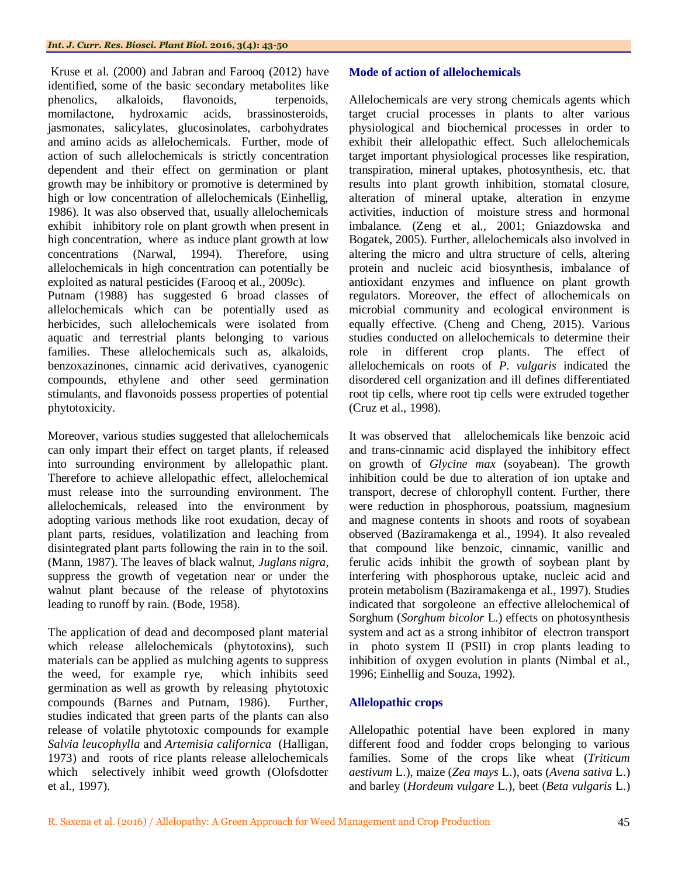Kruse et al. (2000) and Jabran and Farooq (2012) have identified, some of the basic secondary metabolites like phenolics, alkaloids, flavonoids, terpenoids, momilactone, hydroxamic acids, brassinosteroids, jasmonates, salicylates, glucosinolates, carbohydrates and amino acids as allelochemicals. Further, mode of action of such allelochemicals is strictly concentration dependent and their effect on germination or plant growth may be inhibitory or promotive is determined by high or low concentration of allelochemicals (Einhellig, 1986). It was also observed that, usually allelochemicals exhibit inhibitory role on plant growth when present in high concentration, where as induce plant growth at low concentrations (Narwal, 1994). Therefore, using allelochemicals in high concentration can potentially be exploited as natural pesticides (Farooq et al., 2009c). Putnam (1988) has suggested 6 broad classes of allelochemicals which can be potentially used as herbicides, such allelochemicals were isolated from aquatic and terrestrial plants belonging to various families. These allelochemicals such as, alkaloids, benzoxazinones, cinnamic acid derivatives, cyanogenic compounds, ethylene and other seed germination stimulants, and flavonoids possess properties of potential phytotoxicity.

Moreover, various studies suggested that allelochemicals can only impart their effect on target plants, if released into surrounding environment by allelopathic plant. Therefore to achieve allelopathic effect, allelochemical must release into the surrounding environment. The allelochemicals, released into the environment by adopting various methods like root exudation, decay of plant parts, residues, volatilization and leaching from disintegrated plant parts following the rain in to the soil. (Mann, 1987). The leaves of black walnut, *Juglans nigra*, suppress the growth of vegetation near or under the walnut plant because of the release of phytotoxins leading to runoff by rain. (Bode, 1958).

The application of dead and decomposed plant material which release allelochemicals (phytotoxins), such materials can be applied as mulching agents to suppress the weed, for example rye, which inhibits seed germination as well as growth by releasing phytotoxic compounds (Barnes and Putnam, 1986). Further, studies indicated that green parts of the plants can also release of volatile phytotoxic compounds for example *Salvia leucophylla* and *Artemisia californica* (Halligan, 1973) and roots of rice plants release allelochemicals which selectively inhibit weed growth (Olofsdotter et al., 1997).

## Mode of action of allelochemicals

Allelochemicals are very strong chemicals agents which target crucial processes in plants to alter various physiological and biochemical processes in order to exhibit their allelopathic effect. Such allelochemicals target important physiological processes like respiration, transpiration, mineral uptakes, photosynthesis, etc. that results into plant growth inhibition, stomatal closure, alteration of mineral uptake, alteration in enzyme activities, induction of moisture stress and hormonal imbalance. (Zeng et al., 2001; Gniazdowska and Bogatek, 2005). Further, allelochemicals also involved in altering the micro and ultra structure of cells, altering protein and nucleic acid biosynthesis, imbalance of antioxidant enzymes and influence on plant growth regulators. Moreover, the effect of allochemicals on microbial community and ecological environment is equally effective. (Cheng and Cheng, 2015). Various studies conducted on allelochemicals to determine their role in different crop plants. The effect of allelochemicals on roots of *P. vulgaris* indicated the disordered cell organization and ill defines differentiated root tip cells, where root tip cells were extruded together (Cruz et al., 1998).

It was observed that allelochemicals like benzoic acid and trans-cinnamic acid displayed the inhibitory effect on growth of *Glycine max* (soyabean). The growth inhibition could be due to alteration of ion uptake and transport, decrese of chlorophyll content. Further, there were reduction in phosphorous, poatssium, magnesium and magnese contents in shoots and roots of soyabean observed (Baziramakenga et al., 1994). It also revealed that compound like benzoic, cinnamic, vanillic and ferulic acids inhibit the growth of soybean plant by interfering with phosphorous uptake, nucleic acid and protein metabolism (Baziramakenga et al., 1997). Studies indicated that sorgoleone an effective allelochemical of Sorghum (*Sorghum bicolor* L.) effects on photosynthesis system and act as a strong inhibitor of electron transport in photo system II (PSII) in crop plants leading to inhibition of oxygen evolution in plants (Nimbal et al., 1996; Einhellig and Souza, 1992).

## Allelopathic crops

Allelopathic potential have been explored in many different food and fodder crops belonging to various families. Some of the crops like wheat (*Triticum aestivum* L.), maize (*Zea mays* L.), oats (*Avena sativa* L.) and barley (*Hordeum vulgare* L.), beet (*Beta vulgaris* L.)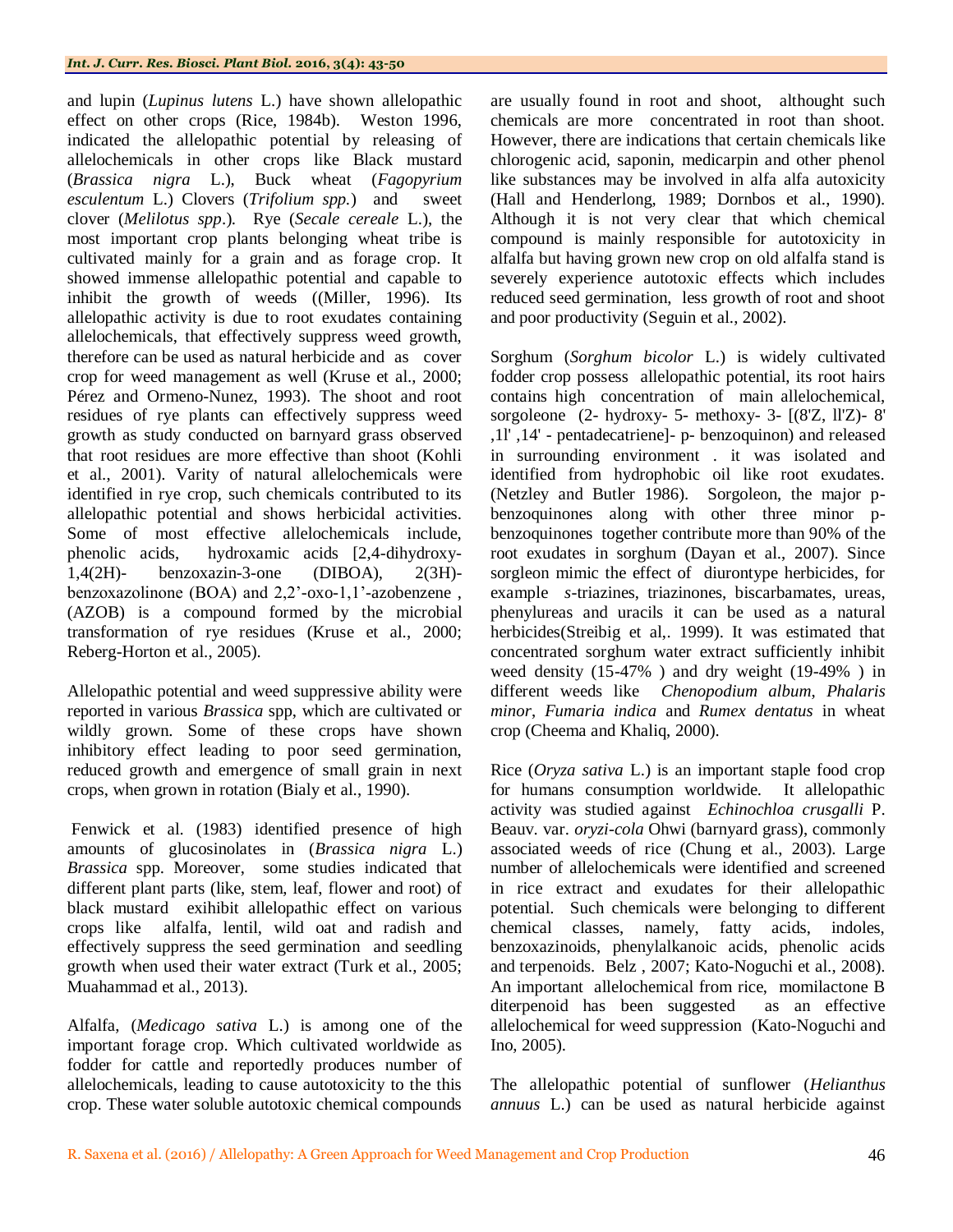and lupin (*Lupinus lutens* L.) have shown allelopathic effect on other crops (Rice, 1984b). Weston 1996, indicated the allelopathic potential by releasing of allelochemicals in other crops like Black mustard (*Brassica nigra* L.), Buck wheat (*Fagopyrium esculentum* L.) Clovers (*Trifolium spp.*) and sweet clover (*Melilotus spp*.). Rye (*Secale cereale* L.), the most important crop plants belonging wheat tribe is cultivated mainly for a grain and as forage crop. It showed immense allelopathic potential and capable to inhibit the growth of weeds ((Miller, 1996). Its allelopathic activity is due to root exudates containing allelochemicals, that effectively suppress weed growth, therefore can be used as natural herbicide and as cover crop for weed management as well (Kruse et al., 2000; Pérez and Ormeno-Nunez, 1993). The shoot and root residues of rye plants can effectively suppress weed growth as study conducted on barnyard grass observed that root residues are more effective than shoot (Kohli et al., 2001). Varity of natural allelochemicals were identified in rye crop, such chemicals contributed to its allelopathic potential and shows herbicidal activities. Some of most effective allelochemicals include, phenolic acids, hydroxamic acids [2,4-dihydroxy-1,4(2H)- benzoxazin-3-one (DIBOA), 2(3H)-benzoxazolinone (BOA) and 2,2'-oxo-1,1'-azobenzene , (AZOB) is a compound formed by the microbial transformation of rye residues (Kruse et al., 2000; Reberg-Horton et al., 2005).

Allelopathic potential and weed suppressive ability were reported in various *Brassica* spp, which are cultivated or wildly grown. Some of these crops have shown inhibitory effect leading to poor seed germination, reduced growth and emergence of small grain in next crops, when grown in rotation (Bialy et al., 1990).

Fenwick et al. (1983) identified presence of high amounts of glucosinolates in (*Brassica nigra* L.) *Brassica* spp. Moreover, some studies indicated that different plant parts (like, stem, leaf, flower and root) of black mustard exihibit allelopathic effect on various crops like alfalfa, lentil, wild oat and radish and effectively suppress the seed germination and seedling growth when used their water extract (Turk et al., 2005; Muahammad et al., 2013).

Alfalfa, (*Medicago sativa* L.) is among one of the important forage crop. Which cultivated worldwide as fodder for cattle and reportedly produces number of allelochemicals, leading to cause autotoxicity to the this crop. These water soluble autotoxic chemical compounds are usually found in root and shoot, althought such chemicals are more concentrated in root than shoot. However, there are indications that certain chemicals like chlorogenic acid, saponin, medicarpin and other phenol like substances may be involved in alfa alfa autoxicity (Hall and Henderlong, 1989; Dornbos et al., 1990). Although it is not very clear that which chemical compound is mainly responsible for autotoxicity in alfalfa but having grown new crop on old alfalfa stand is severely experience autotoxic effects which includes reduced seed germination, less growth of root and shoot and poor productivity (Seguin et al., 2002).

Sorghum (*Sorghum bicolor* L.) is widely cultivated fodder crop possess allelopathic potential, its root hairs contains high concentration of main allelochemical, sorgoleone (2- hydroxy- 5- methoxy- 3- [(8'Z, ll'Z)- 8' ,1l' ,14' - pentadecatriene]- p- benzoquinon) and released in surrounding environment . it was isolated and identified from hydrophobic oil like root exudates. (Netzley and Butler 1986). Sorgoleon, the major p-benzoquinones along with other three more p-benzoquinones together contribute more than 90% of the root exudates in sorghum (Dayan et al., 2007). Since sorgleon mimic the effect of diurontype herbicides, for example *s*-triazines, triazinones, biscarbamates, ureas, phenylureas and uracils it can be used as a natural herbicides(Streibig et al,. 1999). It was estimated that concentrated sorghum water extract sufficiently inhibit weed density (15-47% ) and dry weight (19-49% ) in different weeds like *Chenopodium album*, *Phalaris minor*, *Fumaria indica* and *Rumex dentatus* in wheat crop (Cheema and Khaliq, 2000).

Rice (*Oryza sativa* L.) is an important staple food crop for humans consumption worldwide. It allelopathic activity was studied against *Echinochloa crusgalli* P. Beauv. var. *oryzi-cola* Ohwi (barnyard grass), commonly associated weeds of rice (Chung et al., 2003). Large number of allelochemicals were identified and screened in rice extract and exudates for their allelopathic potential. Such chemicals were belonging to different chemical classes, namely, fatty acids, indoles, benzoxazinoids, phenylalkanoic acids, phenolic acids and terpenoids. Belz , 2007; Kato-Noguchi et al., 2008). An important allelochemical from rice, momilactone B diterpenoid has been suggested as an effective allelochemical for weed suppression (Kato-Noguchi and Ino, 2005).

The allelopathic potential of sunflower (*Helianthus annuus* L.) can be used as natural herbicide against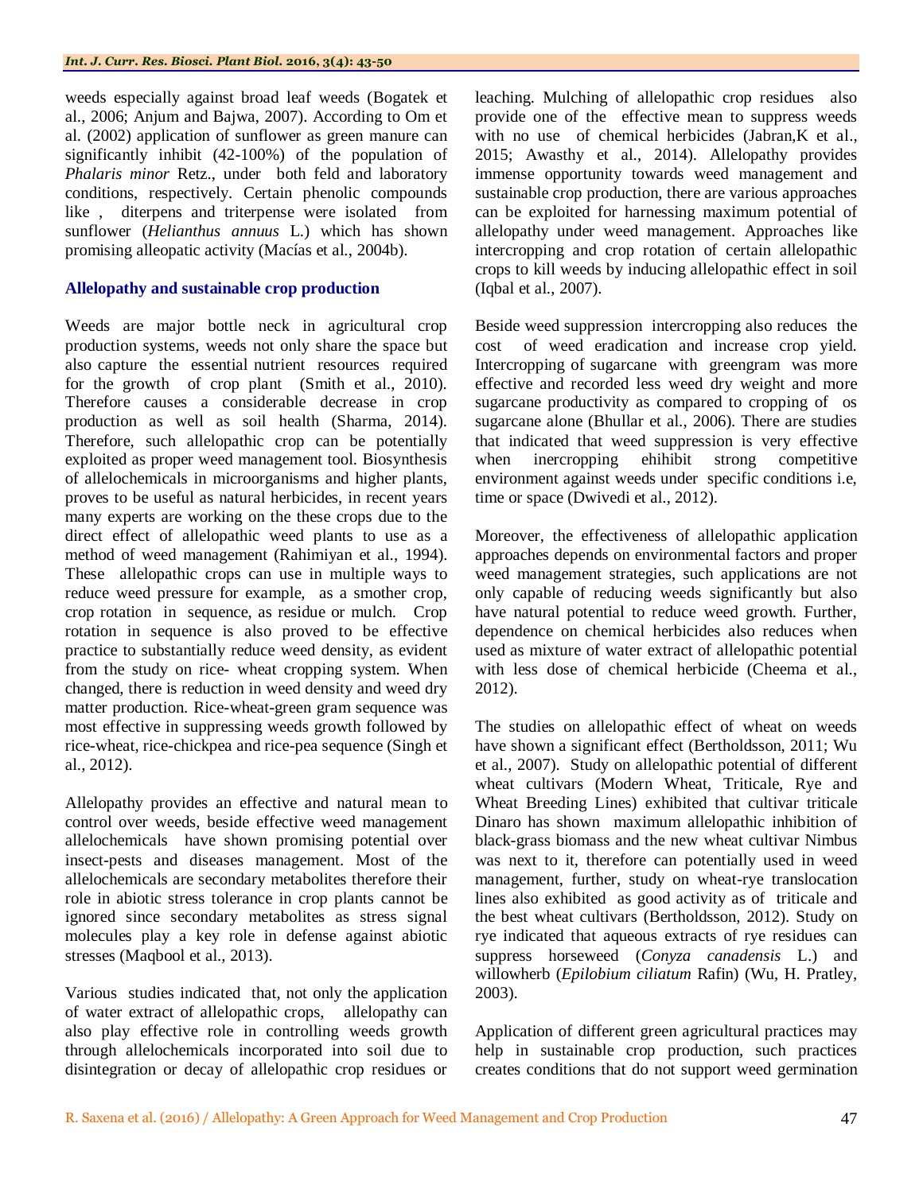weeds especially against broad leaf weeds (Bogatek et al., 2006; Anjum and Bajwa, 2007). According to Om et al. (2002) application of sunflower as green manure can significantly inhibit (42-100%) of the population of *Phalaris minor* Retz., under both feld and laboratory conditions, respectively. Certain phenolic compounds like , diterpens and triterpense were isolated from sunflower (*Helianthus annuus* L.) which has shown promising alleopatic activity (Macías et al., 2004b).

## Allelopathy and sustainable crop production

Weeds are major bottle neck in agricultural crop production systems, weeds not only share the space but also capture the essential nutrient resources required for the growth of crop plant (Smith et al., 2010). Therefore causes a considerable decrease in crop production as well as soil health (Sharma, 2014). Therefore, such allelopathic crop can be potentially exploited as proper weed management tool. Biosynthesis of allelochemicals in microorganisms and higher plants, proves to be useful as natural herbicides, in recent years many experts are working on the these crops due to the direct effect of allelopathic weed plants to use as a method of weed management (Rahimiyan et al., 1994). These allelopathic crops can use in multiple ways to reduce weed pressure for example, as a smother crop, crop rotation in sequence, as residue or mulch. Crop rotation in sequence is also proved to be effective practice to substantially reduce weed density, as evident from the study on rice- wheat cropping system. When changed, there is reduction in weed density and weed dry matter production. Rice-wheat-green gram sequence was most effective in suppressing weeds growth followed by rice-wheat, rice-chickpea and rice-pea sequence (Singh et al., 2012).

Allelopathy provides an effective and natural mean to control over weeds, beside effective weed management allelochemicals have shown promising potential over insect-pests and diseases management. Most of the allelochemicals are secondary metabolites therefore their role in abiotic stress tolerance in crop plants cannot be ignored since secondary metabolites as stress signal molecules play a key role in defense against abiotic stresses (Maqbool et al., 2013).

Various studies indicated that, not only the application of water extract of allelopathic crops, allelopathy can also play effective role in controlling weeds growth through allelochemicals incorporated into soil due to disintegration or decay of allelopathic crop residues or leaching. Mulching of allelopathic crop residues also provide one of the effective mean to suppress weeds with no use of chemical herbicides (Jabran,K et al., 2015; Awasthy et al., 2014). Allelopathy provides immense opportunity towards weed management and sustainable crop production, there are various approaches can be exploited for harnessing maximum potential of allelopathy under weed management. Approaches like intercropping and crop rotation of certain allelopathic crops to kill weeds by inducing allelopathic effect in soil (Iqbal et al., 2007).

Beside weed suppression intercropping also reduces the cost of weed eradication and increase crop yield. Intercropping of sugarcane with greengram was more effective and recorded less weed dry weight and more sugarcane productivity as compared to cropping of os sugarcane alone (Bhullar et al., 2006). There are studies that indicated that weed suppression is very effective when inercropping ehihibit strong competitive environment against weeds under specific conditions i.e, time or space (Dwivedi et al., 2012).

Moreover, the effectiveness of allelopathic application approaches depends on environmental factors and proper weed management strategies, such applications are not only capable of reducing weeds significantly but also have natural potential to reduce weed growth. Further, dependence on chemical herbicides also reduces when used as mixture of water extract of allelopathic potential with less dose of chemical herbicide (Cheema et al., 2012).

The studies on allelopathic effect of wheat on weeds have shown a significant effect (Bertholdsson, 2011; Wu et al., 2007). Study on allelopathic potential of different wheat cultivars (Modern Wheat, Triticale, Rye and Wheat Breeding Lines) exhibited that cultivar triticale Dinaro has shown maximum allelopathic inhibition of black-grass biomass and the new wheat cultivar Nimbus was next to it, therefore can potentially used in weed management, further, study on wheat-rye translocation lines also exhibited as good activity as of triticale and the best wheat cultivars (Bertholdsson, 2012). Study on rye indicated that aqueous extracts of rye residues can suppress horseweed (*Conyza canadensis* L.) and willowherb (*Epilobium ciliatum* Rafin) (Wu, H. Pratley, 2003).

Application of different green agricultural practices may help in sustainable crop production, such practices creates conditions that do not support weed germination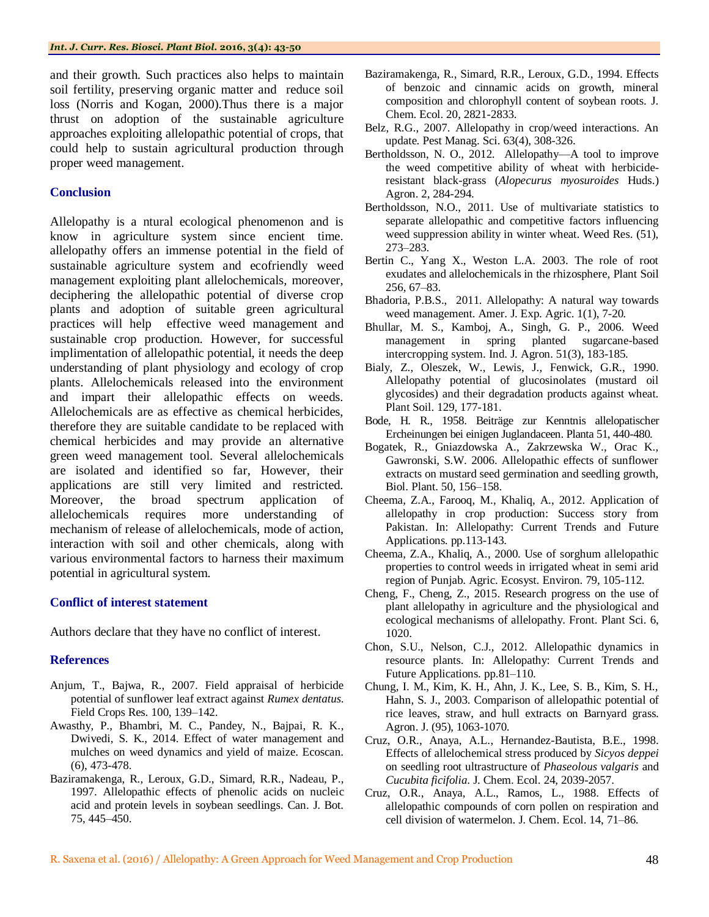and their growth. Such practices also helps to maintain soil fertility, preserving organic matter and reduce soil loss (Norris and Kogan, 2000).Thus there is a major thrust on adoption of the sustainable agriculture approaches exploiting allelopathic potential of crops, that could help to sustain agricultural production through proper weed management.

## Conclusion

Allelopathy is a ntural ecological phenomenon and is know in agriculture system since encient time. allelopathy offers an immense potential in the field of sustainable agriculture system and ecofriendly weed management exploiting plant allelochemicals, moreover, deciphering the allelopathic potential of diverse crop plants and adoption of suitable green agricultural practices will help effective weed management and sustainable crop production. However, for successful implimentation of allelopathic potential, it needs the deep understanding of plant physiology and ecology of crop plants. Allelochemicals released into the environment and impart their allelopathic effects on weeds. Allelochemicals are as effective as chemical herbicides, therefore they are suitable candidate to be replaced with chemical herbicides and may provide an alternative green weed management tool. Several allelochemicals are isolated and identified so far, However, their applications are still very limited and restricted. Moreover, the broad spectrum application of allelochemicals requires more understanding of mechanism of release of allelochemicals, mode of action, interaction with soil and other chemicals, along with various environmental factors to harness their maximum potential in agricultural system.

## Conflict of interest statement

Authors declare that they have no conflict of interest.

## References

Anjum, T., Bajwa, R., 2007. Field appraisal of herbicide potential of sunflower leaf extract against *Rumex dentatus*. Field Crops Res. 100, 139–142.

Awasthy, P., Bhambri, M. C., Pandey, N., Bajpai, R. K., Dwivedi, S. K., 2014. Effect of water management and mulches on weed dynamics and yield of maize. Ecoscan. (6), 473-478.

Baziramakenga, R., Leroux, G.D., Simard, R.R., Nadeau, P., 1997. Allelopathic effects of phenolic acids on nucleic acid and protein levels in soybean seedlings. Can. J. Bot. 75, 445–450.

Baziramakenga, R., Simard, R.R., Leroux, G.D., 1994. Effects of benzoic and cinnamic acids on growth, mineral composition and chlorophyll content of soybean roots. J. Chem. Ecol. 20, 2821-2833.

Belz, R.G., 2007. Allelopathy in crop/weed interactions. An update. Pest Manag. Sci. 63(4), 308-326.

Bertholdsson, N. O., 2012. Allelopathy—A tool to improve the weed competitive ability of wheat with herbicide-resistant black-grass (*Alopecurus myosuroides* Huds.) Agron. 2, 284-294.

Bertholdsson, N.O., 2011. Use of multivariate statistics to separate allelopathic and competitive factors influencing weed suppression ability in winter wheat. Weed Res. (51), 273–283.

Bertin C., Yang X., Weston L.A. 2003. The role of root exudates and allelochemicals in the rhizosphere, Plant Soil 256, 67–83.

Bhadoria, P.B.S., 2011. Allelopathy: A natural way towards weed management. Amer. J. Exp. Agric. 1(1), 7-20.

Bhullar, M. S., Kamboj, A., Singh, G. P., 2006. Weed management in spring planted sugarcane-based intercropping system. Ind. J. Agron. 51(3), 183-185.

Bialy, Z., Oleszek, W., Lewis, J., Fenwick, G.R., 1990. Allelopathy potential of glucosinolates (mustard oil glycosides) and their degradation products against wheat. Plant Soil. 129, 177-181.

Bode, H. R., 1958. Beiträge zur Kenntnis allelopatischer Ercheinungen bei einigen Juglandaceen. Planta 51, 440-480.

Bogatek, R., Gniazdowska A., Zakrzewska W., Orac K., Gawronski, S.W. 2006. Allelopathic effects of sunflower extracts on mustard seed germination and seedling growth, Biol. Plant. 50, 156–158.

Cheema, Z.A., Farooq, M., Khaliq, A., 2012. Application of allelopathy in crop production: Success story from Pakistan. In: Allelopathy: Current Trends and Future Applications. pp.113-143.

Cheema, Z.A., Khaliq, A., 2000. Use of sorghum allelopathic properties to control weeds in irrigated wheat in semi arid region of Punjab. Agric. Ecosyst. Environ. 79, 105-112.

Cheng, F., Cheng, Z., 2015. Research progress on the use of plant allelopathy in agriculture and the physiological and ecological mechanisms of allelopathy. Front. Plant Sci. 6, 1020.

Chon, S.U., Nelson, C.J., 2012. Allelopathic dynamics in resource plants. In: Allelopathy: Current Trends and Future Applications. pp.81–110.

Chung, I. M., Kim, K. H., Ahn, J. K., Lee, S. B., Kim, S. H., Hahn, S. J., 2003. Comparison of allelopathic potential of rice leaves, straw, and hull extracts on Barnyard grass. Agron. J. (95), 1063-1070.

Cruz, O.R., Anaya, A.L., Hernandez-Bautista, B.E., 1998. Effects of allelochemical stress produced by *Sicyos deppei* on seedling root ultrastructure of *Phaseolous valgaris* and *Cucubita ficifolia*. J. Chem. Ecol. 24, 2039-2057.

Cruz, O.R., Anaya, A.L., Ramos, L., 1988. Effects of allelopathic compounds of corn pollen on respiration and cell division of watermelon. J. Chem. Ecol. 14, 71–86.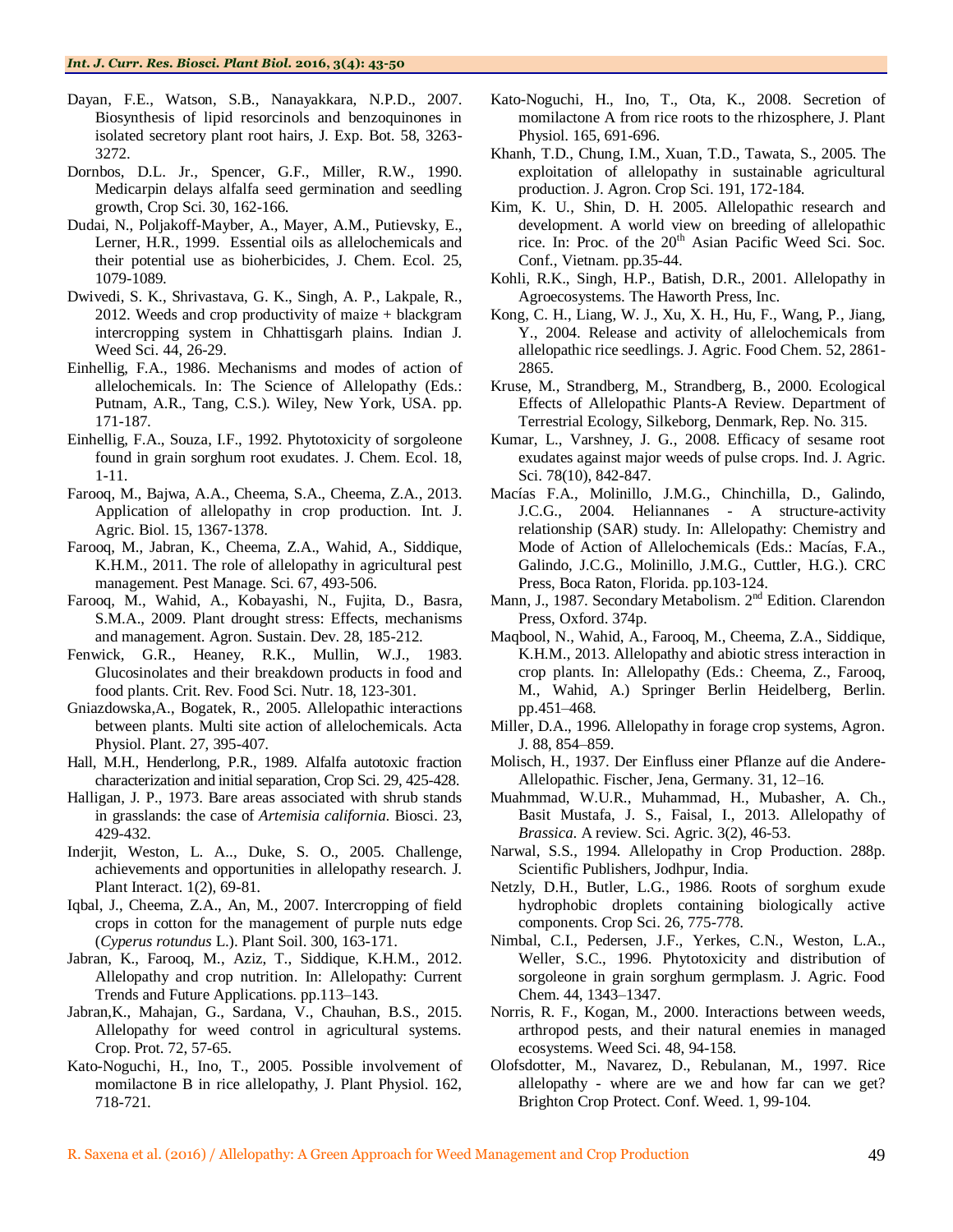Dayan, F.E., Watson, S.B., Nanayakkara, N.P.D., 2007. Biosynthesis of lipid resorcinols and benzoquinones in isolated secretory plant root hairs, J. Exp. Bot. 58, 3263-3272.

Dornbos, D.L. Jr., Spencer, G.F., Miller, R.W., 1990. Medicarpin delays alfalfa seed germination and seedling growth, Crop Sci. 30, 162-166.

Dudai, N., Poljakoff-Mayber, A., Mayer, A.M., Putievsky, E., Lerner, H.R., 1999. Essential oils as allelochemicals and their potential use as bioherbicides, J. Chem. Ecol. 25, 1079-1089.

Dwivedi, S. K., Shrivastava, G. K., Singh, A. P., Lakpale, R., 2012. Weeds and crop productivity of maize + blackgram intercropping system in Chhattisgarh plains. Indian J. Weed Sci. 44, 26-29.

Einhellig, F.A., 1986. Mechanisms and modes of action of allelochemicals. In: The Science of Allelopathy (Eds.: Putnam, A.R., Tang, C.S.). Wiley, New York, USA. pp. 171-187.

Einhellig, F.A., Souza, I.F., 1992. Phytotoxicity of sorgoleone found in grain sorghum root exudates. J. Chem. Ecol. 18, 1-11.

Farooq, M., Bajwa, A.A., Cheema, S.A., Cheema, Z.A., 2013. Application of allelopathy in crop production. Int. J. Agric. Biol. 15, 1367-1378.

Farooq, M., Jabran, K., Cheema, Z.A., Wahid, A., Siddique, K.H.M., 2011. The role of allelopathy in agricultural pest management. Pest Manage. Sci. 67, 493-506.

Farooq, M., Wahid, A., Kobayashi, N., Fujita, D., Basra, S.M.A., 2009. Plant drought stress: Effects, mechanisms and management. Agron. Sustain. Dev. 28, 185-212.

Fenwick, G.R., Heaney, R.K., Mullin, W.J., 1983. Glucosinolates and their breakdown products in food and food plants. Crit. Rev. Food Sci. Nutr. 18, 123-301.

Gniazdowska,A., Bogatek, R., 2005. Allelopathic interactions between plants. Multi site action of allelochemicals. Acta Physiol. Plant. 27, 395-407.

Hall, M.H., Henderlong, P.R., 1989. Alfalfa autotoxic fraction characterization and initial separation, Crop Sci. 29, 425-428.

Halligan, J. P., 1973. Bare areas associated with shrub stands in grasslands: the case of *Artemisia californica*. Biosci. 23, 429-432.

Inderjit, Weston, L. A.., Duke, S. O., 2005. Challenge, achievements and opportunities in allelopathy research. J. Plant Interact. 1(2), 69-81.

Iqbal, J., Cheema, Z.A., An, M., 2007. Intercropping of field crops in cotton for the management of purple nuts edge (*Cyperus rotundus* L.). Plant Soil. 300, 163-171.

Jabran, K., Farooq, M., Aziz, T., Siddique, K.H.M., 2012. Allelopathy and crop nutrition. In: Allelopathy: Current Trends and Future Applications. pp.113–143.

Jabran,K., Mahajan, G., Sardana, V., Chauhan, B.S., 2015. Allelopathy for weed control in agricultural systems. Crop. Prot. 72, 57-65.

Kato-Noguchi, H., Ino, T., 2005. Possible involvement of momilactone B in rice allelopathy, J. Plant Physiol. 162, 718-721.

Kato-Noguchi, H., Ino, T., Ota, K., 2008. Secretion of momilactone A from rice roots to the rhizosphere, J. Plant Physiol. 165, 691-696.

Khanh, T.D., Chung, I.M., Xuan, T.D., Tawata, S., 2005. The exploitation of allelopathy in sustainable agricultural production. J. Agron. Crop Sci. 191, 172-184.

Kim, K. U., Shin, D. H. 2005. Allelopathic research and development. A world view on breeding of allelopathic rice. In: Proc. of the 20th Asian Pacific Weed Sci. Soc. Conf., Vietnam. pp.35-44.

Kohli, R.K., Singh, H.P., Batish, D.R., 2001. Allelopathy in Agroecosystems. The Haworth Press, Inc.

Kong, C. H., Liang, W. J., Xu, X. H., Hu, F., Wang, P., Jiang, Y., 2004. Release and activity of allelochemicals from allelopathic rice seedlings. J. Agric. Food Chem. 52, 2861-2865.

Kruse, M., Strandberg, M., Strandberg, B., 2000. Ecological Effects of Allelopathic Plants-A Review. Department of Terrestrial Ecology, Silkeborg, Denmark, Rep. No. 315.

Kumar, L., Varshney, J. G., 2008. Efficacy of sesame root exudates against major weeds of pulse crops. Ind. J. Agric. Sci. 78(10), 842-847.

Macías F.A., Molinillo, J.M.G., Chinchilla, D., Galindo, J.C.G., 2004. Heliannanes - A structure-activity relationship (SAR) study. In: Allelopathy: Chemistry and Mode of Action of Allelochemicals (Eds.: Macías, F.A., Galindo, J.C.G., Molinillo, J.M.G., Cuttler, H.G.). CRC Press, Boca Raton, Florida. pp.103-124.

Mann, J., 1987. Secondary Metabolism. 2nd Edition. Clarendon Press, Oxford. 374p.

Maqbool, N., Wahid, A., Farooq, M., Cheema, Z.A., Siddique, K.H.M., 2013. Allelopathy and abiotic stress interaction in crop plants. In: Allelopathy (Eds.: Cheema, Z., Farooq, M., Wahid, A.) Springer Berlin Heidelberg, Berlin. pp.451–468.

Miller, D.A., 1996. Allelopathy in forage crop systems, Agron. J. 88, 854–859.

Molisch, H., 1937. Der Einfluss einer Pflanze auf die Andere-Allelopathic. Fischer, Jena, Germany. 31, 12–16.

Muahmmad, W.U.R., Muhammad, H., Mubasher, A. Ch., Basit Mustafa, J. S., Faisal, I., 2013. Allelopathy of *Brassica*. A review. Sci. Agric. 3(2), 46-53.

Narwal, S.S., 1994. Allelopathy in Crop Production. 288p. Scientific Publishers, Jodhpur, India.

Netzly, D.H., Butler, L.G., 1986. Roots of sorghum exude hydrophobic droplets containing biologically active components. Crop Sci. 26, 775-778.

Nimbal, C.I., Pedersen, J.F., Yerkes, C.N., Weston, L.A., Weller, S.C., 1996. Phytotoxicity and distribution of sorgoleone in grain sorghum germplasm. J. Agric. Food Chem. 44, 1343–1347.

Norris, R. F., Kogan, M., 2000. Interactions between weeds, arthropod pests, and their natural enemies in managed ecosystems. Weed Sci. 48, 94-158.

Olofsdotter, M., Navarez, D., Rebulanan, M., 1997. Rice allelopathy - where are we and how far can we get? Brighton Crop Protect. Conf. Weed. 1, 99-104.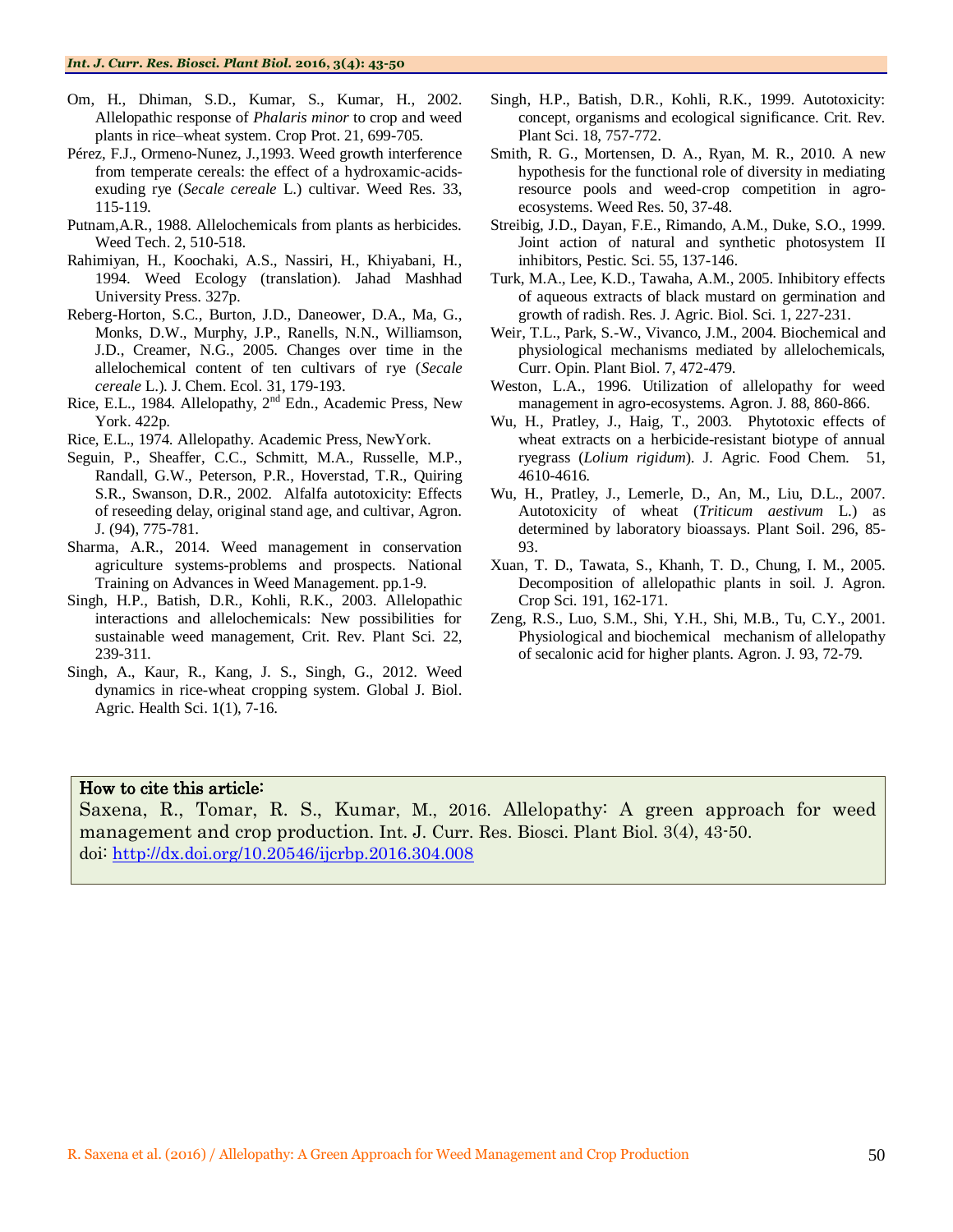Om, H., Dhiman, S.D., Kumar, S., Kumar, H., 2002. Allelopathic response of *Phalaris minor* to crop and weed plants in rice–wheat system. Crop Prot. 21, 699-705.

Pérez, F.J., Ormeno-Nunez, J.,1993. Weed growth interference from temperate cereals: the effect of a hydroxamic-acids-exuding rye (*Secale cereale* L.) cultivar. Weed Res. 33, 115-119.

Putnam,A.R., 1988. Allelochemicals from plants as herbicides. Weed Tech. 2, 510-518.

Rahimiyan, H., Koochaki, A.S., Nassiri, H., Khiyabani, H., 1994. Weed Ecology (translation). Jahad Mashhad University Press. 327p.

Reberg-Horton, S.C., Burton, J.D., Daneower, D.A., Ma, G., Monks, D.W., Murphy, J.P., Ranells, N.N., Williamson, J.D., Creamer, N.G., 2005. Changes over time in the allelochemical content of ten cultivars of rye (*Secale cereale* L.). J. Chem. Ecol. 31, 179-193.

Rice, E.L., 1984. Allelopathy, 2nd Edn., Academic Press, New York. 422p.

Rice, E.L., 1974. Allelopathy. Academic Press, NewYork.

Seguin, P., Sheaffer, C.C., Schmitt, M.A., Russelle, M.P., Randall, G.W., Peterson, P.R., Hoverstad, T.R., Quiring S.R., Swanson, D.R., 2002. Alfalfa autotoxicity: Effects of reseeding delay, original stand age, and cultivar, Agron. J. (94), 775-781.

Sharma, A.R., 2014. Weed management in conservation agriculture systems-problems and prospects. National Training on Advances in Weed Management. pp.1-9.

Singh, H.P., Batish, D.R., Kohli, R.K., 2003. Allelopathic interactions and allelochemicals: New possibilities for sustainable weed management, Crit. Rev. Plant Sci. 22, 239-311.

Singh, A., Kaur, R., Kang, J. S., Singh, G., 2012. Weed dynamics in rice-wheat cropping system. Global J. Biol. Agric. Health Sci. 1(1), 7-16.

Singh, H.P., Batish, D.R., Kohli, R.K., 1999. Autotoxicity: concept, organisms and ecological significance. Crit. Rev. Plant Sci. 18, 757-772.

Smith, R. G., Mortensen, D. A., Ryan, M. R., 2010. A new hypothesis for the functional role of diversity in mediating resource pools and weed-crop competition in agro-ecosystems. Weed Res. 50, 37-48.

Streibig, J.D., Dayan, F.E., Rimando, A.M., Duke, S.O., 1999. Joint action of natural and synthetic photosystem II inhibitors, Pestic. Sci. 55, 137-146.

Turk, M.A., Lee, K.D., Tawaha, A.M., 2005. Inhibitory effects of aqueous extracts of black mustard on germination and growth of radish. Res. J. Agric. Biol. Sci. 1, 227-231.

Weir, T.L., Park, S.-W., Vivanco, J.M., 2004. Biochemical and physiological mechanisms mediated by allelochemicals, Curr. Opin. Plant Biol. 7, 472-479.

Weston, L.A., 1996. Utilization of allelopathy for weed management in agro-ecosystems. Agron. J. 88, 860-866.

Wu, H., Pratley, J., Haig, T., 2003. Phytotoxic effects of wheat extracts on a herbicide-resistant biotype of annual ryegrass (*Lolium rigidum*). J. Agric. Food Chem. 51, 4610-4616.

Wu, H., Pratley, J., Lemerle, D., An, M., Liu, D.L., 2007. Autotoxicity of wheat (*Triticum aestivum* L.) as determined by laboratory bioassays. Plant Soil. 296, 85-93.

Xuan, T. D., Tawata, S., Khanh, T. D., Chung, I. M., 2005. Decomposition of allelopathic plants in soil. J. Agron. Crop Sci. 191, 162-171.

Zeng, R.S., Luo, S.M., Shi, Y.H., Shi, M.B., Tu, C.Y., 2001. Physiological and biochemical mechanism of allelopathy of secalonic acid for higher plants. Agron. J. 93, 72-79.

**How to cite this article:**

Saxena, R., Tomar, R. S., Kumar, M., 2016. Allelopathy: A green approach for weed management and crop production. Int. J. Curr. Res. Biosci. Plant Biol. 3(4), 43-50.
doi: http://dx.doi.org/10.20546/ijcrbp.2016.304.008